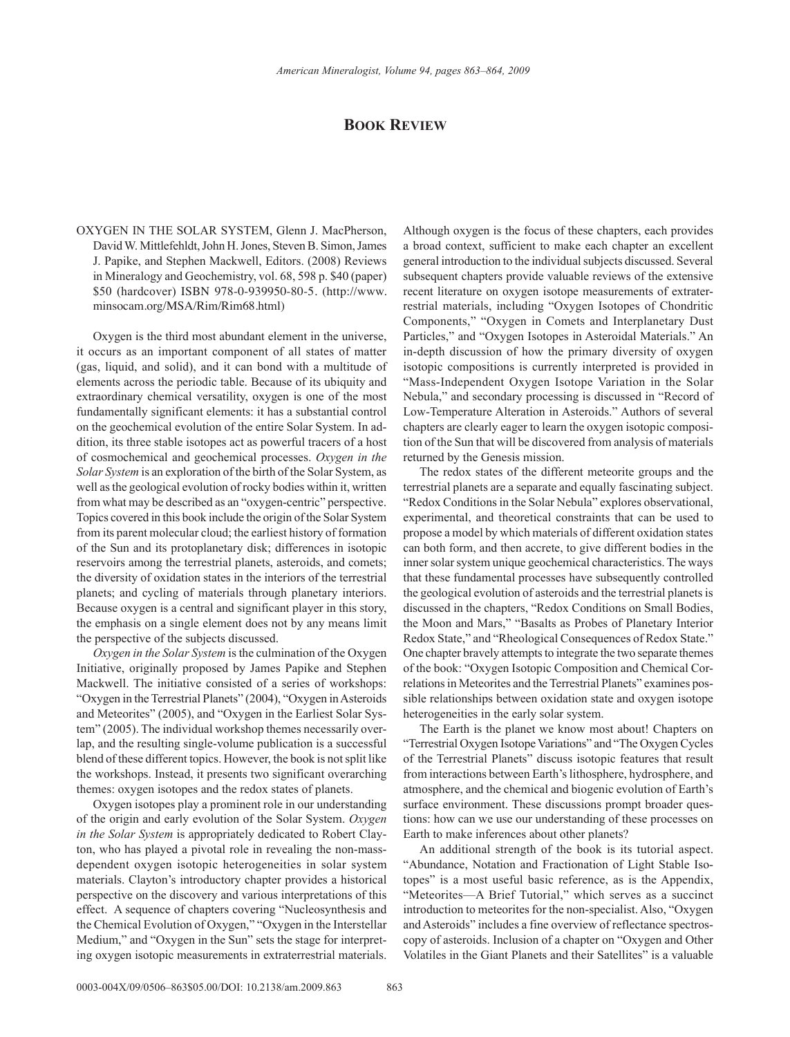# Book Review

OXYGEN IN THE SOLAR SYSTEM, Glenn J. MacPherson, David W. Mittlefehldt, John H. Jones, Steven B. Simon, James J. Papike, and Stephen Mackwell, Editors. (2008) Reviews in Mineralogy and Geochemistry, vol. 68, 598 p. $40 (paper) $50 (hardcover) ISBN 978-0-939950-80-5. (http://www.minsocam.org/MSA/Rim/Rim68.html)

Oxygen is the third most abundant element in the universe, it occurs as an important component of all states of matter (gas, liquid, and solid), and it can bond with a multitude of elements across the periodic table. Because of its ubiquity and extraordinary chemical versatility, oxygen is one of the most fundamentally significant elements: it has a substantial control on the geochemical evolution of the entire Solar System. In addition, its three stable isotopes act as powerful tracers of a host of cosmochemical and geochemical processes. *Oxygen in the Solar System* is an exploration of the birth of the Solar System, as well as the geological evolution of rocky bodies within it, written from what may be described as an "oxygen-centric" perspective. Topics covered in this book include the origin of the Solar System from its parent molecular cloud; the earliest history of formation of the Sun and its protoplanetary disk; differences in isotopic reservoirs among the terrestrial planets, asteroids, and comets; the diversity of oxidation states in the interiors of the terrestrial planets; and cycling of materials through planetary interiors. Because oxygen is a central and significant player in this story, the emphasis on a single element does not by any means limit the perspective of the subjects discussed.

*Oxygen in the Solar System* is the culmination of the Oxygen Initiative, originally proposed by James Papike and Stephen Mackwell. The initiative consisted of a series of workshops: "Oxygen in the Terrestrial Planets" (2004), "Oxygen in Asteroids and Meteorites" (2005), and "Oxygen in the Earliest Solar System" (2005). The individual workshop themes necessarily overlap, and the resulting single-volume publication is a successful blend of these different topics. However, the book is not split like the workshops. Instead, it presents two significant overarching themes: oxygen isotopes and the redox states of planets.

Oxygen isotopes play a prominent role in our understanding of the origin and early evolution of the Solar System. *Oxygen in the Solar System* is appropriately dedicated to Robert Clayton, who has played a pivotal role in revealing the non-mass-dependent oxygen isotopic heterogeneities in solar system materials. Clayton's introductory chapter provides a historical perspective on the discovery and various interpretations of this effect. A sequence of chapters covering "Nucleosynthesis and the Chemical Evolution of Oxygen," "Oxygen in the Interstellar Medium," and "Oxygen in the Sun" sets the stage for interpreting oxygen isotopic measurements in extraterrestrial materials. Although oxygen is the focus of these chapters, each provides a broad context, sufficient to make each chapter an excellent general introduction to the individual subjects discussed. Several subsequent chapters provide valuable reviews of the extensive recent literature on oxygen isotope measurements of extraterrestrial materials, including "Oxygen Isotopes of Chondritic Components," "Oxygen in Comets and Interplanetary Dust Particles," and "Oxygen Isotopes in Asteroidal Materials." An in-depth discussion of how the primary diversity of oxygen isotopic compositions is currently interpreted is provided in "Mass-Independent Oxygen Isotope Variation in the Solar Nebula," and secondary processing is discussed in "Record of Low-Temperature Alteration in Asteroids." Authors of several chapters are clearly eager to learn the oxygen isotopic composition of the Sun that will be discovered from analysis of materials returned by the Genesis mission.

The redox states of the different meteorite groups and the terrestrial planets are a separate and equally fascinating subject. "Redox Conditions in the Solar Nebula" explores observational, experimental, and theoretical constraints that can be used to propose a model by which materials of different oxidation states can both form, and then accrete, to give different bodies in the inner solar system unique geochemical characteristics. The ways that these fundamental processes have subsequently controlled the geological evolution of asteroids and the terrestrial planets is discussed in the chapters, "Redox Conditions on Small Bodies, the Moon and Mars," "Basalts as Probes of Planetary Interior Redox State," and "Rheological Consequences of Redox State." One chapter bravely attempts to integrate the two separate themes of the book: "Oxygen Isotopic Composition and Chemical Correlations in Meteorites and the Terrestrial Planets" examines possible relationships between oxidation state and oxygen isotope heterogeneities in the early solar system.

The Earth is the planet we know most about! Chapters on "Terrestrial Oxygen Isotope Variations" and "The Oxygen Cycles of the Terrestrial Planets" discuss isotopic features that result from interactions between Earth's lithosphere, hydrosphere, and atmosphere, and the chemical and biogenic evolution of Earth's surface environment. These discussions prompt broader questions: how can we use our understanding of these processes on Earth to make inferences about other planets?

An additional strength of the book is its tutorial aspect. "Abundance, Notation and Fractionation of Light Stable Isotopes" is a most useful basic reference, as is the Appendix, "Meteorites—A Brief Tutorial," which serves as a succinct introduction to meteorites for the non-specialist. Also, "Oxygen and Asteroids" includes a fine overview of reflectance spectroscopy of asteroids. Inclusion of a chapter on "Oxygen and Other Volatiles in the Giant Planets and their Satellites" is a valuable

0003-004X/09/0506–863$05.00/DOI: 10.2138/am.2009.863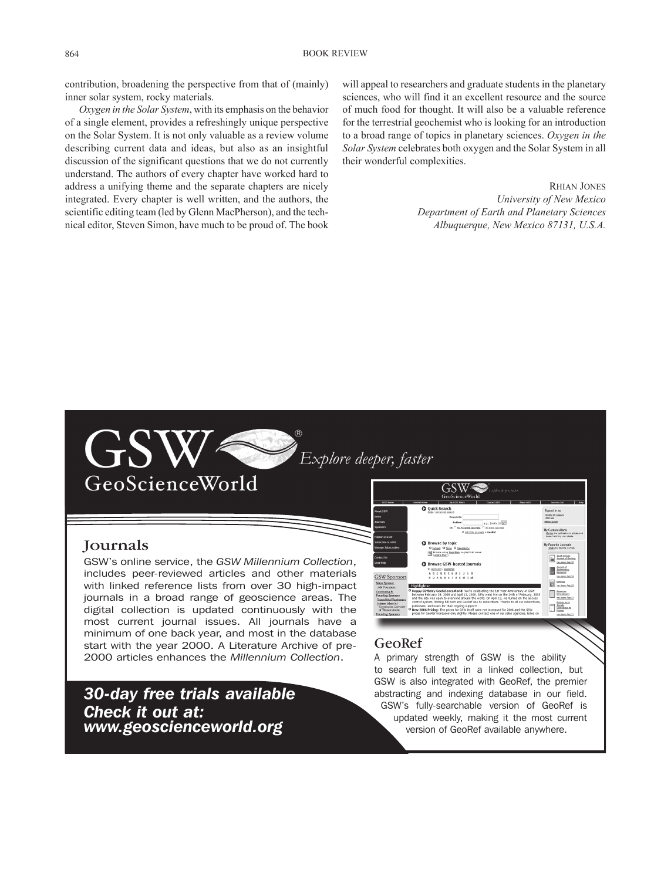contribution, broadening the perspective from that of (mainly) inner solar system, rocky materials.

*Oxygen in the Solar System*, with its emphasis on the behavior of a single element, provides a refreshingly unique perspective on the Solar System. It is not only valuable as a review volume describing current data and ideas, but also as an insightful discussion of the significant questions that we do not currently understand. The authors of every chapter have worked hard to address a unifying theme and the separate chapters are nicely integrated. Every chapter is well written, and the authors, the scientific editing team (led by Glenn MacPherson), and the technical editor, Steven Simon, have much to be proud of. The book will appeal to researchers and graduate students in the planetary sciences, who will find it an excellent resource and the source of much food for thought. It will also be a valuable reference for the terrestrial geochemist who is looking for an introduction to a broad range of topics in planetary sciences. *Oxygen in the Solar System* celebrates both oxygen and the Solar System in all their wonderful complexities.

RHIAN JONES
*University of New Mexico*
*Department of Earth and Planetary Sciences*
*Albuquerque, New Mexico 87131, U.S.A.*

GSW® GeoScienceWorld

*Explore deeper, faster*

## Journals

GSW's online service, the *GSW Millennium Collection*, includes peer-reviewed articles and other materials with linked reference lists from over 30 high-impact journals in a broad range of geoscience areas. The digital collection is updated continuously with the most current journal issues. All journals have a minimum of one back year, and most in the database start with the year 2000. A Literature Archive of pre-2000 articles enhances the *Millennium Collection*.

***30-day free trials available***
***Check it out at:***
***www.geoscienceworld.org***

## GeoRef

A primary strength of GSW is the ability to search full text in a linked collection, but GSW is also integrated with GeoRef, the premier abstracting and indexing database in our field. GSW's fully-searchable version of GeoRef is updated weekly, making it the most current version of GeoRef available anywhere.